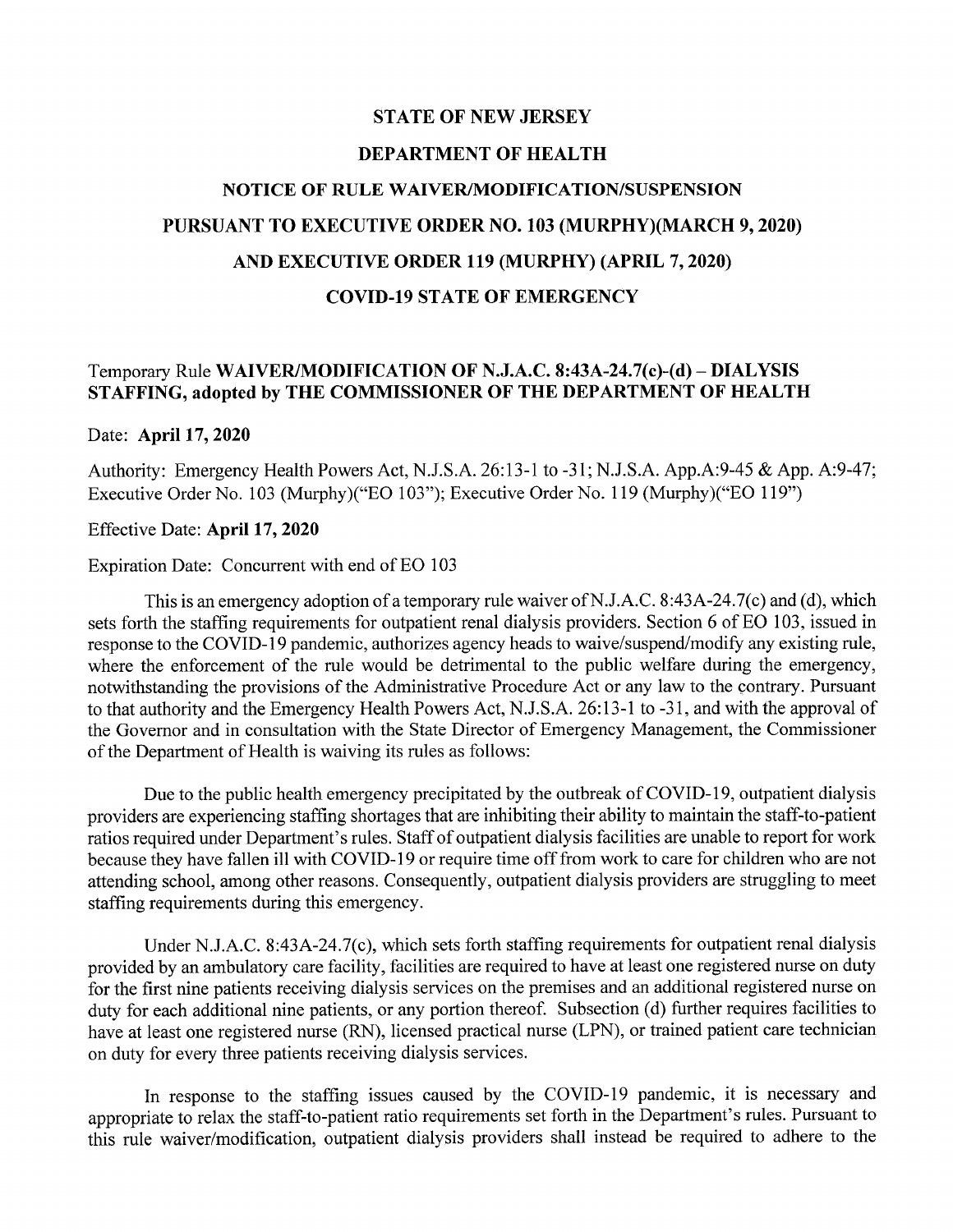# STATE OF NEW JERSEY

# DEPARTMENT OF HEALTH

## NOTICE OF RULE WAIVER/MODIFICATION/SUSPENSION

## PURSUANT TO EXECUTIVE ORDER NO. 103 (MURPHY)(MARCH 9, 2020)

## AND EXECUTIVE ORDER 119 (MURPHY) (APRIL 7, 2020)

## COVID-19 STATE OF EMERGENCY

Temporary Rule **WAIVER/MODIFICATION OF N.J.A.C. 8:43A-24.7(c)-(d) – DIALYSIS STAFFING, adopted by THE COMMISSIONER OF THE DEPARTMENT OF HEALTH**

Date: **April 17, 2020**

Authority: Emergency Health Powers Act, N.J.S.A. 26:13-1 to -31; N.J.S.A. App.A:9-45 & App. A:9-47; Executive Order No. 103 (Murphy)("EO 103"); Executive Order No. 119 (Murphy)("EO 119")

Effective Date: **April 17, 2020**

Expiration Date: Concurrent with end of EO 103

This is an emergency adoption of a temporary rule waiver of N.J.A.C. 8:43A-24.7(c) and (d), which sets forth the staffing requirements for outpatient renal dialysis providers. Section 6 of EO 103, issued in response to the COVID-19 pandemic, authorizes agency heads to waive/suspend/modify any existing rule, where the enforcement of the rule would be detrimental to the public welfare during the emergency, notwithstanding the provisions of the Administrative Procedure Act or any law to the contrary. Pursuant to that authority and the Emergency Health Powers Act, N.J.S.A. 26:13-1 to -31, and with the approval of the Governor and in consultation with the State Director of Emergency Management, the Commissioner of the Department of Health is waiving its rules as follows:

Due to the public health emergency precipitated by the outbreak of COVID-19, outpatient dialysis providers are experiencing staffing shortages that are inhibiting their ability to maintain the staff-to-patient ratios required under Department's rules. Staff of outpatient dialysis facilities are unable to report for work because they have fallen ill with COVID-19 or require time off from work to care for children who are not attending school, among other reasons. Consequently, outpatient dialysis providers are struggling to meet staffing requirements during this emergency.

Under N.J.A.C. 8:43A-24.7(c), which sets forth staffing requirements for outpatient renal dialysis provided by an ambulatory care facility, facilities are required to have at least one registered nurse on duty for the first nine patients receiving dialysis services on the premises and an additional registered nurse on duty for each additional nine patients, or any portion thereof. Subsection (d) further requires facilities to have at least one registered nurse (RN), licensed practical nurse (LPN), or trained patient care technician on duty for every three patients receiving dialysis services.

In response to the staffing issues caused by the COVID-19 pandemic, it is necessary and appropriate to relax the staff-to-patient ratio requirements set forth in the Department's rules. Pursuant to this rule waiver/modification, outpatient dialysis providers shall instead be required to adhere to the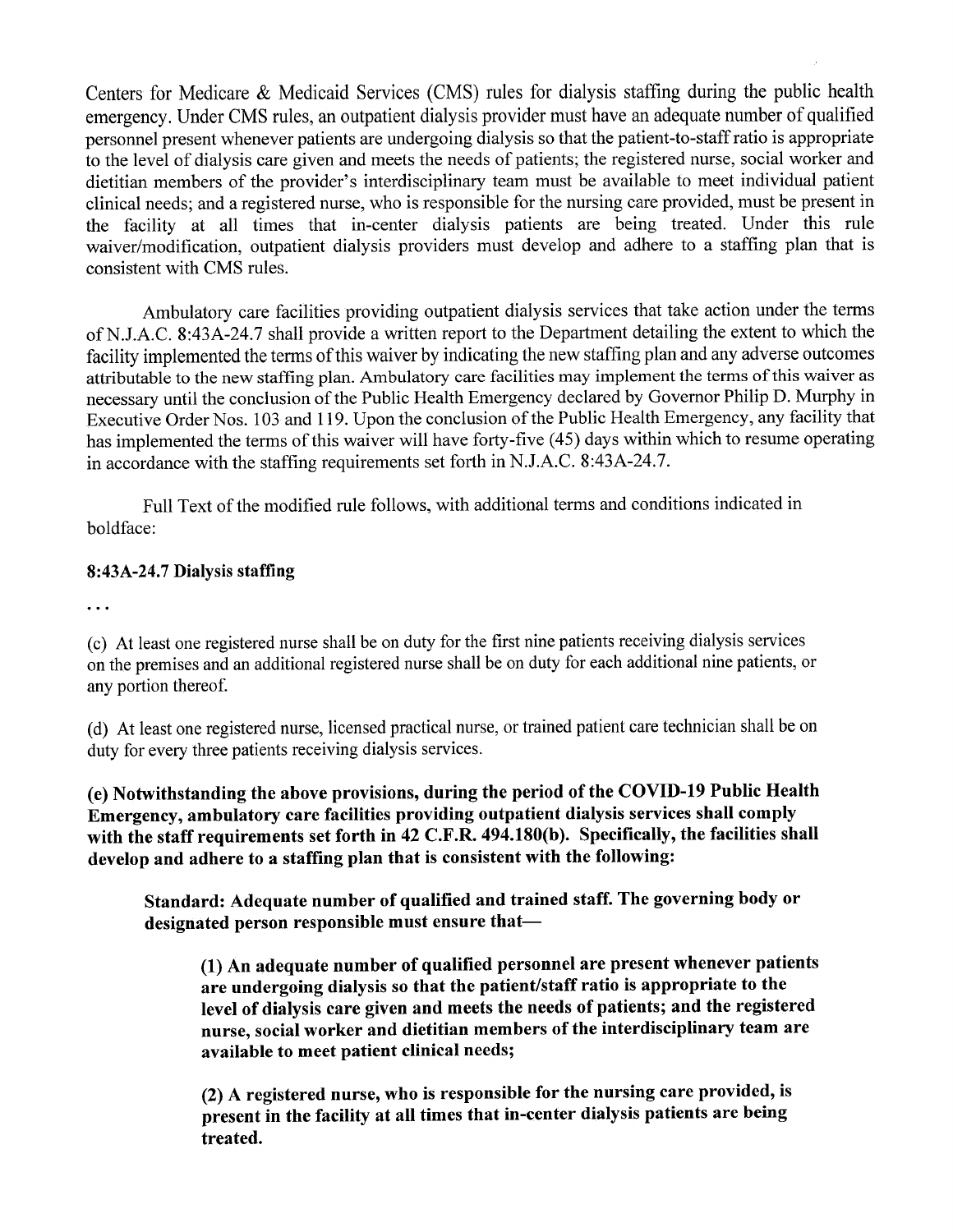Centers for Medicare & Medicaid Services (CMS) rules for dialysis staffing during the public health emergency. Under CMS rules, an outpatient dialysis provider must have an adequate number of qualified personnel present whenever patients are undergoing dialysis so that the patient-to-staff ratio is appropriate to the level of dialysis care given and meets the needs of patients; the registered nurse, social worker and dietitian members of the provider's interdisciplinary team must be available to meet individual patient clinical needs; and a registered nurse, who is responsible for the nursing care provided, must be present in the facility at all times that in-center dialysis patients are being treated. Under this rule waiver/modification, outpatient dialysis providers must develop and adhere to a staffing plan that is consistent with CMS rules.

Ambulatory care facilities providing outpatient dialysis services that take action under the terms of N.J.A.C. 8:43A-24.7 shall provide a written report to the Department detailing the extent to which the facility implemented the terms of this waiver by indicating the new staffing plan and any adverse outcomes attributable to the new staffing plan. Ambulatory care facilities may implement the terms of this waiver as necessary until the conclusion of the Public Health Emergency declared by Governor Philip D. Murphy in Executive Order Nos. 103 and 119. Upon the conclusion of the Public Health Emergency, any facility that has implemented the terms of this waiver will have forty-five (45) days within which to resume operating in accordance with the staffing requirements set forth in N.J.A.C. 8:43A-24.7.

Full Text of the modified rule follows, with additional terms and conditions indicated in boldface:

**8:43A-24.7 Dialysis staffing**

...

(c) At least one registered nurse shall be on duty for the first nine patients receiving dialysis services on the premises and an additional registered nurse shall be on duty for each additional nine patients, or any portion thereof.

(d) At least one registered nurse, licensed practical nurse, or trained patient care technician shall be on duty for every three patients receiving dialysis services.

**(e) Notwithstanding the above provisions, during the period of the COVID-19 Public Health Emergency, ambulatory care facilities providing outpatient dialysis services shall comply with the staff requirements set forth in 42 C.F.R. 494.180(b). Specifically, the facilities shall develop and adhere to a staffing plan that is consistent with the following:**

> **Standard: Adequate number of qualified and trained staff. The governing body or designated person responsible must ensure that—**
>
> > **(1) An adequate number of qualified personnel are present whenever patients are undergoing dialysis so that the patient/staff ratio is appropriate to the level of dialysis care given and meets the needs of patients; and the registered nurse, social worker and dietitian members of the interdisciplinary team are available to meet patient clinical needs;**
> >
> > **(2) A registered nurse, who is responsible for the nursing care provided, is present in the facility at all times that in-center dialysis patients are being treated.**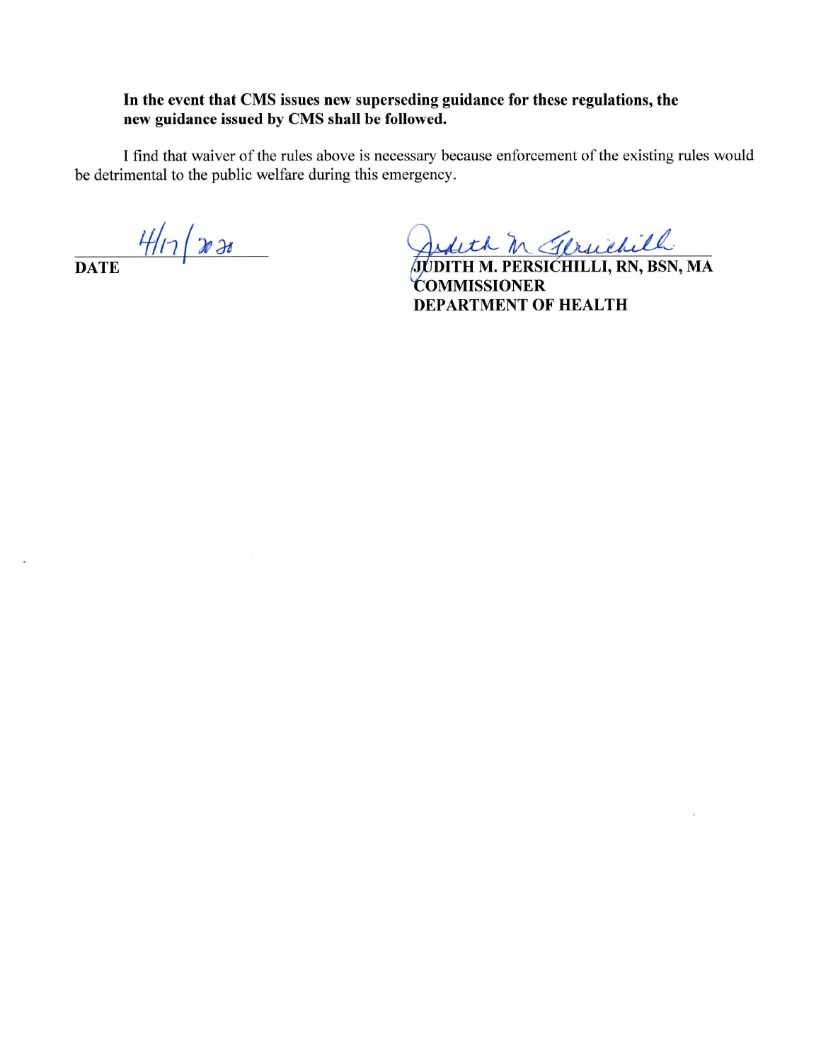**In the event that CMS issues new superseding guidance for these regulations, the new guidance issued by CMS shall be followed.**

I find that waiver of the rules above is necessary because enforcement of the existing rules would be detrimental to the public welfare during this emergency.

4/17/2020

**DATE**

Judith M. Persichilli

**JUDITH M. PERSICHILLI, RN, BSN, MA**
**COMMISSIONER**
**DEPARTMENT OF HEALTH**